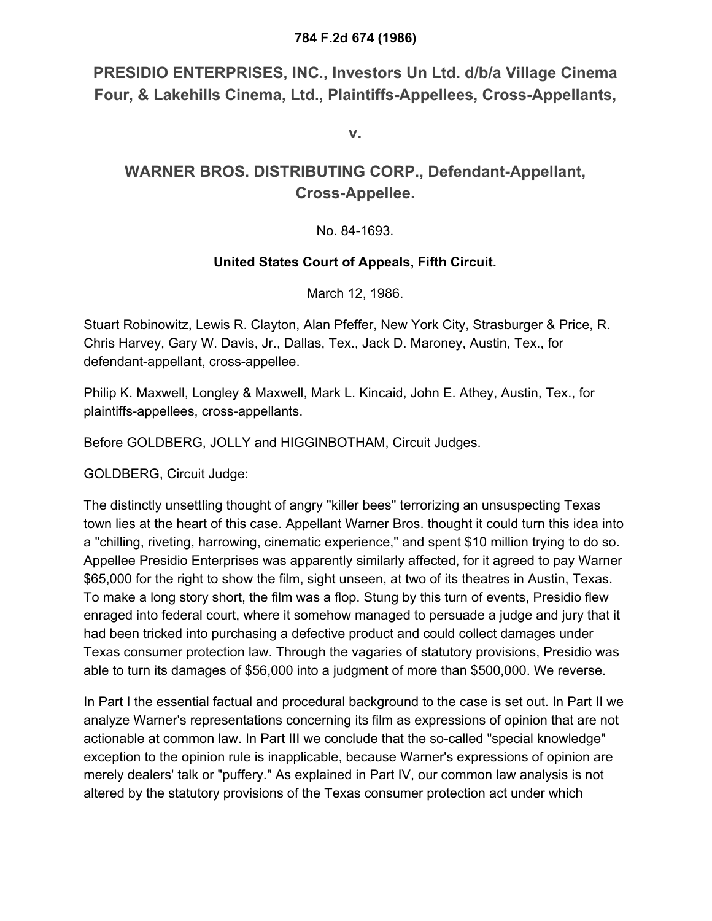**784 F.2d 674 (1986)**

## PRESIDIO ENTERPRISES, INC., Investors Un Ltd. d/b/a Village Cinema Four, & Lakehills Cinema, Ltd., Plaintiffs-Appellees, Cross-Appellants,

**v.**

## WARNER BROS. DISTRIBUTING CORP., Defendant-Appellant, Cross-Appellee.

No. 84-1693.

**United States Court of Appeals, Fifth Circuit.**

March 12, 1986.

Stuart Robinowitz, Lewis R. Clayton, Alan Pfeffer, New York City, Strasburger & Price, R. Chris Harvey, Gary W. Davis, Jr., Dallas, Tex., Jack D. Maroney, Austin, Tex., for defendant-appellant, cross-appellee.

Philip K. Maxwell, Longley & Maxwell, Mark L. Kincaid, John E. Athey, Austin, Tex., for plaintiffs-appellees, cross-appellants.

Before GOLDBERG, JOLLY and HIGGINBOTHAM, Circuit Judges.

GOLDBERG, Circuit Judge:

The distinctly unsettling thought of angry "killer bees" terrorizing an unsuspecting Texas town lies at the heart of this case. Appellant Warner Bros. thought it could turn this idea into a "chilling, riveting, harrowing, cinematic experience," and spent $10 million trying to do so. Appellee Presidio Enterprises was apparently similarly affected, for it agreed to pay Warner $65,000 for the right to show the film, sight unseen, at two of its theatres in Austin, Texas. To make a long story short, the film was a flop. Stung by this turn of events, Presidio flew enraged into federal court, where it somehow managed to persuade a judge and jury that it had been tricked into purchasing a defective product and could collect damages under Texas consumer protection law. Through the vagaries of statutory provisions, Presidio was able to turn its damages of $56,000 into a judgment of more than $500,000. We reverse.

In Part I the essential factual and procedural background to the case is set out. In Part II we analyze Warner's representations concerning its film as expressions of opinion that are not actionable at common law. In Part III we conclude that the so-called "special knowledge" exception to the opinion rule is inapplicable, because Warner's expressions of opinion are merely dealers' talk or "puffery." As explained in Part IV, our common law analysis is not altered by the statutory provisions of the Texas consumer protection act under which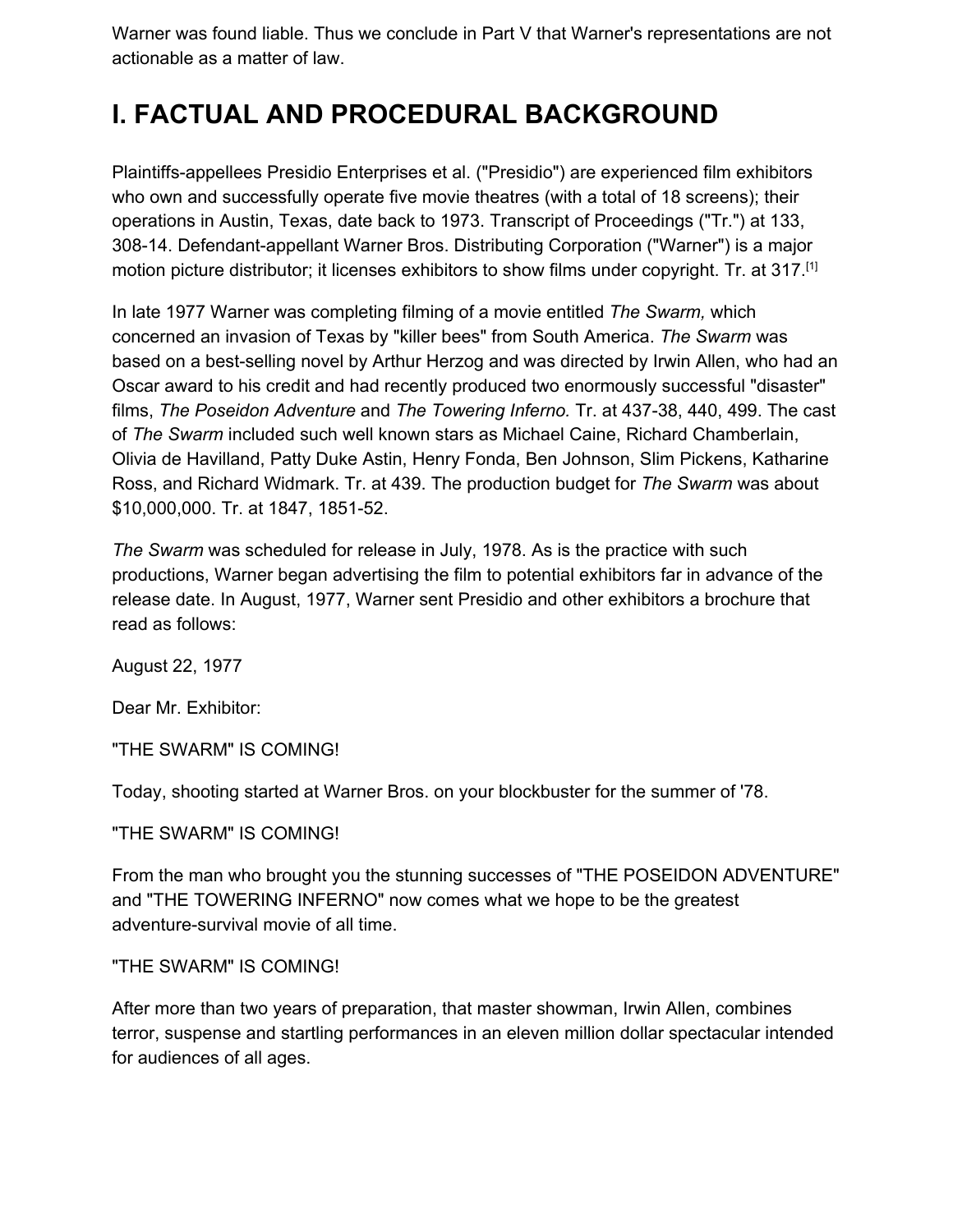Warner was found liable. Thus we conclude in Part V that Warner's representations are not actionable as a matter of law.

## I. FACTUAL AND PROCEDURAL BACKGROUND

Plaintiffs-appellees Presidio Enterprises et al. ("Presidio") are experienced film exhibitors who own and successfully operate five movie theatres (with a total of 18 screens); their operations in Austin, Texas, date back to 1973. Transcript of Proceedings ("Tr.") at 133, 308-14. Defendant-appellant Warner Bros. Distributing Corporation ("Warner") is a major motion picture distributor; it licenses exhibitors to show films under copyright. Tr. at 317.[1]

In late 1977 Warner was completing filming of a movie entitled *The Swarm,* which concerned an invasion of Texas by "killer bees" from South America. *The Swarm* was based on a best-selling novel by Arthur Herzog and was directed by Irwin Allen, who had an Oscar award to his credit and had recently produced two enormously successful "disaster" films, *The Poseidon Adventure* and *The Towering Inferno.* Tr. at 437-38, 440, 499. The cast of *The Swarm* included such well known stars as Michael Caine, Richard Chamberlain, Olivia de Havilland, Patty Duke Astin, Henry Fonda, Ben Johnson, Slim Pickens, Katharine Ross, and Richard Widmark. Tr. at 439. The production budget for *The Swarm* was about $10,000,000. Tr. at 1847, 1851-52.

*The Swarm* was scheduled for release in July, 1978. As is the practice with such productions, Warner began advertising the film to potential exhibitors far in advance of the release date. In August, 1977, Warner sent Presidio and other exhibitors a brochure that read as follows:

August 22, 1977

Dear Mr. Exhibitor:

"THE SWARM" IS COMING!

Today, shooting started at Warner Bros. on your blockbuster for the summer of '78.

"THE SWARM" IS COMING!

From the man who brought you the stunning successes of "THE POSEIDON ADVENTURE" and "THE TOWERING INFERNO" now comes what we hope to be the greatest adventure-survival movie of all time.

"THE SWARM" IS COMING!

After more than two years of preparation, that master showman, Irwin Allen, combines terror, suspense and startling performances in an eleven million dollar spectacular intended for audiences of all ages.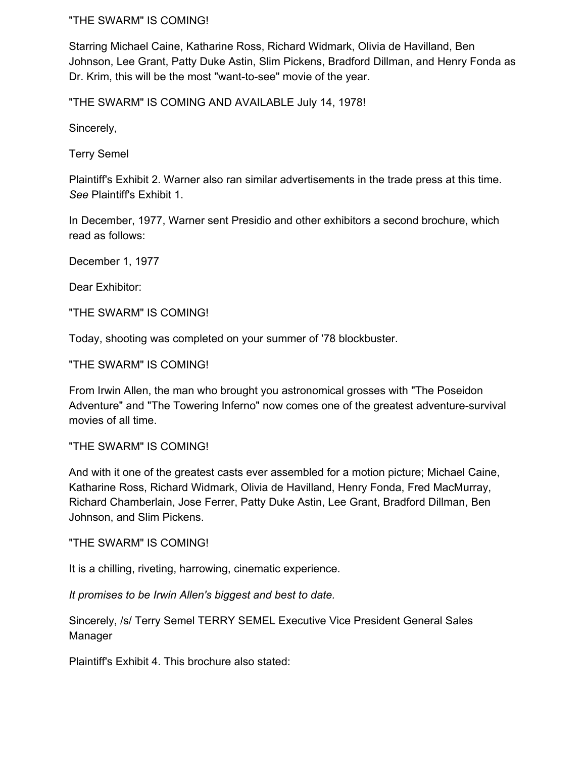"THE SWARM" IS COMING!

Starring Michael Caine, Katharine Ross, Richard Widmark, Olivia de Havilland, Ben Johnson, Lee Grant, Patty Duke Astin, Slim Pickens, Bradford Dillman, and Henry Fonda as Dr. Krim, this will be the most "want-to-see" movie of the year.

"THE SWARM" IS COMING AND AVAILABLE July 14, 1978!

Sincerely,

Terry Semel

Plaintiff's Exhibit 2. Warner also ran similar advertisements in the trade press at this time. *See* Plaintiff's Exhibit 1.

In December, 1977, Warner sent Presidio and other exhibitors a second brochure, which read as follows:

December 1, 1977

Dear Exhibitor:

"THE SWARM" IS COMING!

Today, shooting was completed on your summer of '78 blockbuster.

"THE SWARM" IS COMING!

From Irwin Allen, the man who brought you astronomical grosses with "The Poseidon Adventure" and "The Towering Inferno" now comes one of the greatest adventure-survival movies of all time.

"THE SWARM" IS COMING!

And with it one of the greatest casts ever assembled for a motion picture; Michael Caine, Katharine Ross, Richard Widmark, Olivia de Havilland, Henry Fonda, Fred MacMurray, Richard Chamberlain, Jose Ferrer, Patty Duke Astin, Lee Grant, Bradford Dillman, Ben Johnson, and Slim Pickens.

"THE SWARM" IS COMING!

It is a chilling, riveting, harrowing, cinematic experience.

*It promises to be Irwin Allen's biggest and best to date.*

Sincerely, /s/ Terry Semel TERRY SEMEL Executive Vice President General Sales Manager

Plaintiff's Exhibit 4. This brochure also stated: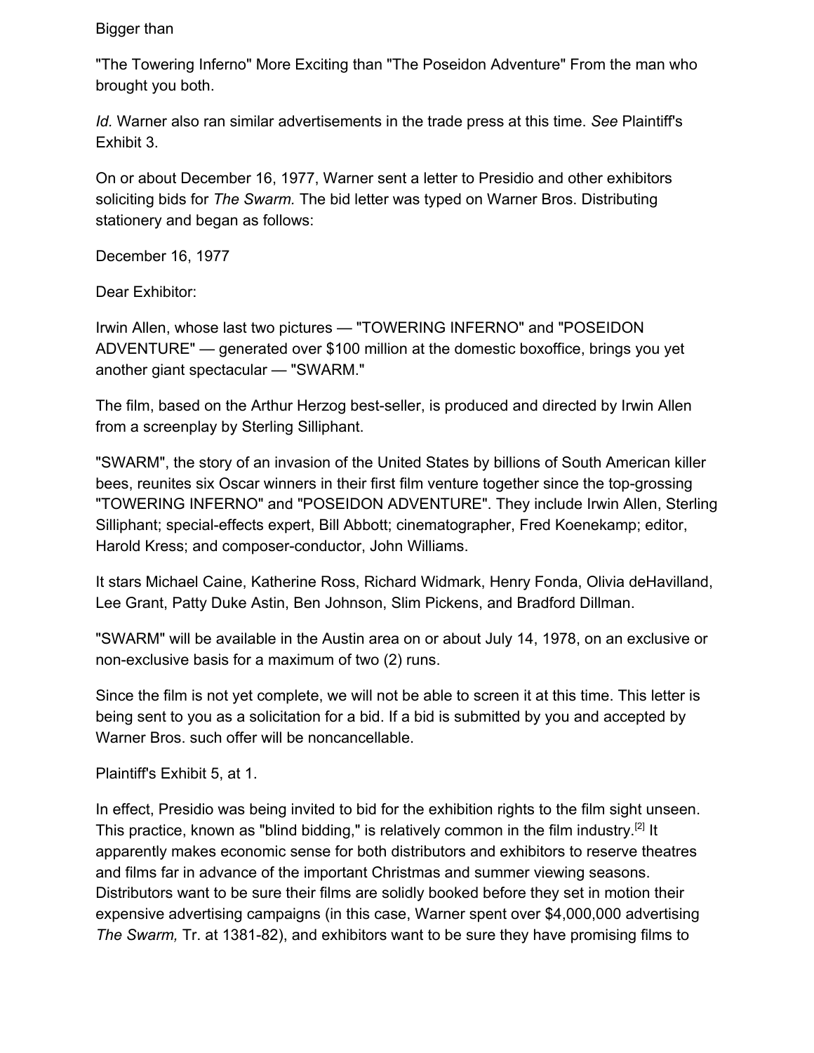Bigger than

"The Towering Inferno" More Exciting than "The Poseidon Adventure" From the man who brought you both.

*Id.* Warner also ran similar advertisements in the trade press at this time. *See* Plaintiff's Exhibit 3.

On or about December 16, 1977, Warner sent a letter to Presidio and other exhibitors soliciting bids for *The Swarm.* The bid letter was typed on Warner Bros. Distributing stationery and began as follows:

December 16, 1977

Dear Exhibitor:

Irwin Allen, whose last two pictures — "TOWERING INFERNO" and "POSEIDON ADVENTURE" — generated over $100 million at the domestic boxoffice, brings you yet another giant spectacular — "SWARM."

The film, based on the Arthur Herzog best-seller, is produced and directed by Irwin Allen from a screenplay by Sterling Silliphant.

"SWARM", the story of an invasion of the United States by billions of South American killer bees, reunites six Oscar winners in their first film venture together since the top-grossing "TOWERING INFERNO" and "POSEIDON ADVENTURE". They include Irwin Allen, Sterling Silliphant; special-effects expert, Bill Abbott; cinematographer, Fred Koenekamp; editor, Harold Kress; and composer-conductor, John Williams.

It stars Michael Caine, Katherine Ross, Richard Widmark, Henry Fonda, Olivia deHavilland, Lee Grant, Patty Duke Astin, Ben Johnson, Slim Pickens, and Bradford Dillman.

"SWARM" will be available in the Austin area on or about July 14, 1978, on an exclusive or non-exclusive basis for a maximum of two (2) runs.

Since the film is not yet complete, we will not be able to screen it at this time. This letter is being sent to you as a solicitation for a bid. If a bid is submitted by you and accepted by Warner Bros. such offer will be noncancellable.

Plaintiff's Exhibit 5, at 1.

In effect, Presidio was being invited to bid for the exhibition rights to the film sight unseen. This practice, known as "blind bidding," is relatively common in the film industry.[2] It apparently makes economic sense for both distributors and exhibitors to reserve theatres and films far in advance of the important Christmas and summer viewing seasons. Distributors want to be sure their films are solidly booked before they set in motion their expensive advertising campaigns (in this case, Warner spent over $4,000,000 advertising *The Swarm,* Tr. at 1381-82), and exhibitors want to be sure they have promising films to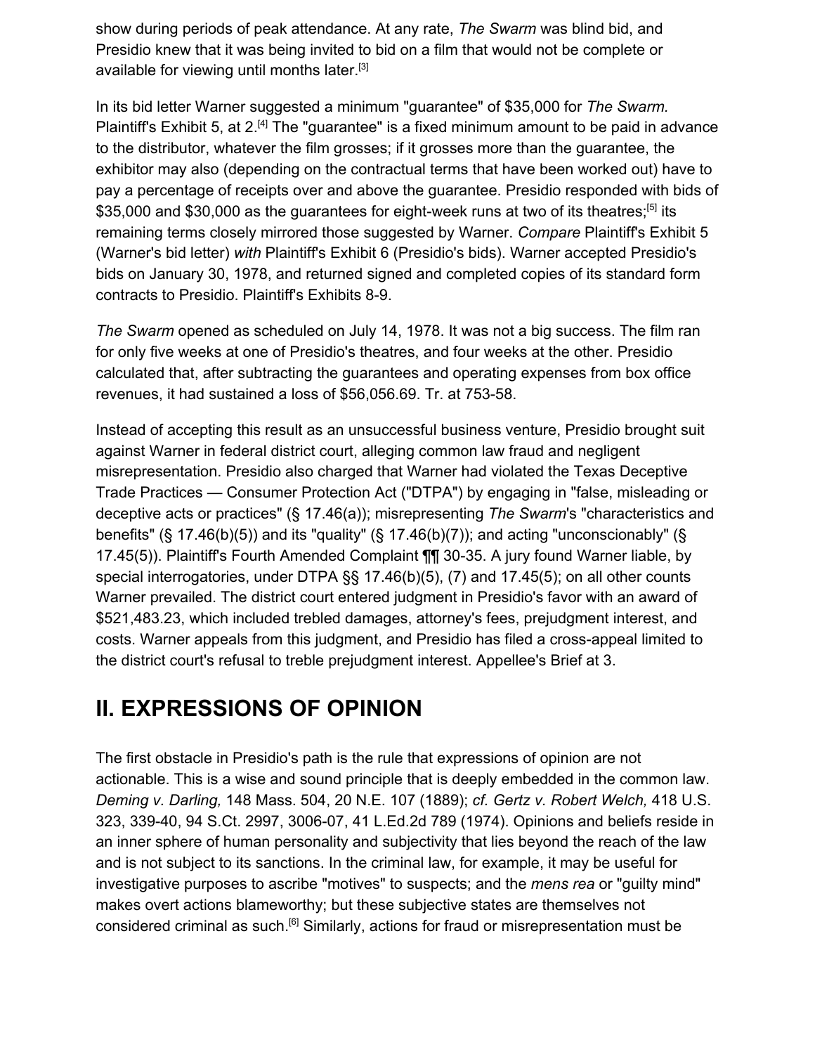show during periods of peak attendance. At any rate, *The Swarm* was blind bid, and Presidio knew that it was being invited to bid on a film that would not be complete or available for viewing until months later.[3]

In its bid letter Warner suggested a minimum "guarantee" of $35,000 for *The Swarm.* Plaintiff's Exhibit 5, at 2.[4] The "guarantee" is a fixed minimum amount to be paid in advance to the distributor, whatever the film grosses; if it grosses more than the guarantee, the exhibitor may also (depending on the contractual terms that have been worked out) have to pay a percentage of receipts over and above the guarantee. Presidio responded with bids of $35,000 and $30,000 as the guarantees for eight-week runs at two of its theatres;[5] its remaining terms closely mirrored those suggested by Warner. *Compare* Plaintiff's Exhibit 5 (Warner's bid letter) *with* Plaintiff's Exhibit 6 (Presidio's bids). Warner accepted Presidio's bids on January 30, 1978, and returned signed and completed copies of its standard form contracts to Presidio. Plaintiff's Exhibits 8-9.

*The Swarm* opened as scheduled on July 14, 1978. It was not a big success. The film ran for only five weeks at one of Presidio's theatres, and four weeks at the other. Presidio calculated that, after subtracting the guarantees and operating expenses from box office revenues, it had sustained a loss of $56,056.69. Tr. at 753-58.

Instead of accepting this result as an unsuccessful business venture, Presidio brought suit against Warner in federal district court, alleging common law fraud and negligent misrepresentation. Presidio also charged that Warner had violated the Texas Deceptive Trade Practices — Consumer Protection Act ("DTPA") by engaging in "false, misleading or deceptive acts or practices" (§ 17.46(a)); misrepresenting *The Swarm*'s "characteristics and benefits" (§ 17.46(b)(5)) and its "quality" (§ 17.46(b)(7)); and acting "unconscionably" (§ 17.45(5)). Plaintiff's Fourth Amended Complaint ¶¶ 30-35. A jury found Warner liable, by special interrogatories, under DTPA §§ 17.46(b)(5), (7) and 17.45(5); on all other counts Warner prevailed. The district court entered judgment in Presidio's favor with an award of $521,483.23, which included trebled damages, attorney's fees, prejudgment interest, and costs. Warner appeals from this judgment, and Presidio has filed a cross-appeal limited to the district court's refusal to treble prejudgment interest. Appellee's Brief at 3.

## II. EXPRESSIONS OF OPINION

The first obstacle in Presidio's path is the rule that expressions of opinion are not actionable. This is a wise and sound principle that is deeply embedded in the common law. *Deming v. Darling,* 148 Mass. 504, 20 N.E. 107 (1889); *cf. Gertz v. Robert Welch,* 418 U.S. 323, 339-40, 94 S.Ct. 2997, 3006-07, 41 L.Ed.2d 789 (1974). Opinions and beliefs reside in an inner sphere of human personality and subjectivity that lies beyond the reach of the law and is not subject to its sanctions. In the criminal law, for example, it may be useful for investigative purposes to ascribe "motives" to suspects; and the *mens rea* or "guilty mind" makes overt actions blameworthy; but these subjective states are themselves not considered criminal as such.[6] Similarly, actions for fraud or misrepresentation must be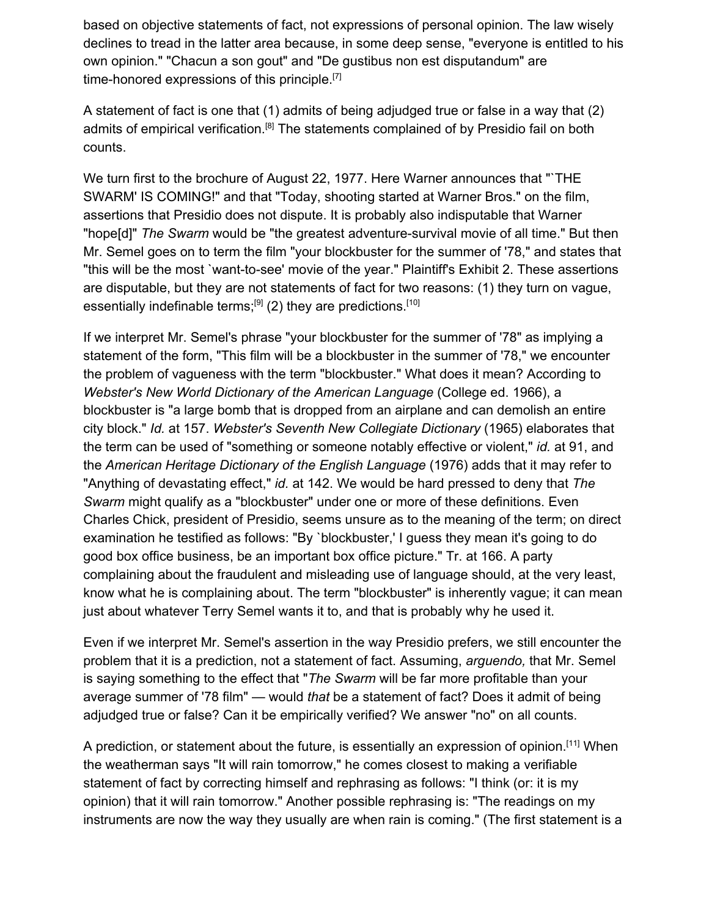based on objective statements of fact, not expressions of personal opinion. The law wisely declines to tread in the latter area because, in some deep sense, "everyone is entitled to his own opinion." "Chacun a son gout" and "De gustibus non est disputandum" are time-honored expressions of this principle.[7]

A statement of fact is one that (1) admits of being adjudged true or false in a way that (2) admits of empirical verification.[8] The statements complained of by Presidio fail on both counts.

We turn first to the brochure of August 22, 1977. Here Warner announces that "`THE SWARM' IS COMING!" and that "Today, shooting started at Warner Bros." on the film, assertions that Presidio does not dispute. It is probably also indisputable that Warner "hope[d]" *The Swarm* would be "the greatest adventure-survival movie of all time." But then Mr. Semel goes on to term the film "your blockbuster for the summer of '78," and states that "this will be the most `want-to-see' movie of the year." Plaintiff's Exhibit 2. These assertions are disputable, but they are not statements of fact for two reasons: (1) they turn on vague, essentially indefinable terms;[9] (2) they are predictions.[10]

If we interpret Mr. Semel's phrase "your blockbuster for the summer of '78" as implying a statement of the form, "This film will be a blockbuster in the summer of '78," we encounter the problem of vagueness with the term "blockbuster." What does it mean? According to *Webster's New World Dictionary of the American Language* (College ed. 1966), a blockbuster is "a large bomb that is dropped from an airplane and can demolish an entire city block." *Id.* at 157. *Webster's Seventh New Collegiate Dictionary* (1965) elaborates that the term can be used of "something or someone notably effective or violent," *id.* at 91, and the *American Heritage Dictionary of the English Language* (1976) adds that it may refer to "Anything of devastating effect," *id.* at 142. We would be hard pressed to deny that *The Swarm* might qualify as a "blockbuster" under one or more of these definitions. Even Charles Chick, president of Presidio, seems unsure as to the meaning of the term; on direct examination he testified as follows: "By `blockbuster,' I guess they mean it's going to do good box office business, be an important box office picture." Tr. at 166. A party complaining about the fraudulent and misleading use of language should, at the very least, know what he is complaining about. The term "blockbuster" is inherently vague; it can mean just about whatever Terry Semel wants it to, and that is probably why he used it.

Even if we interpret Mr. Semel's assertion in the way Presidio prefers, we still encounter the problem that it is a prediction, not a statement of fact. Assuming, *arguendo,* that Mr. Semel is saying something to the effect that "*The Swarm* will be far more profitable than your average summer of '78 film" — would *that* be a statement of fact? Does it admit of being adjudged true or false? Can it be empirically verified? We answer "no" on all counts.

A prediction, or statement about the future, is essentially an expression of opinion.[11] When the weatherman says "It will rain tomorrow," he comes closest to making a verifiable statement of fact by correcting himself and rephrasing as follows: "I think (or: it is my opinion) that it will rain tomorrow." Another possible rephrasing is: "The readings on my instruments are now the way they usually are when rain is coming." (The first statement is a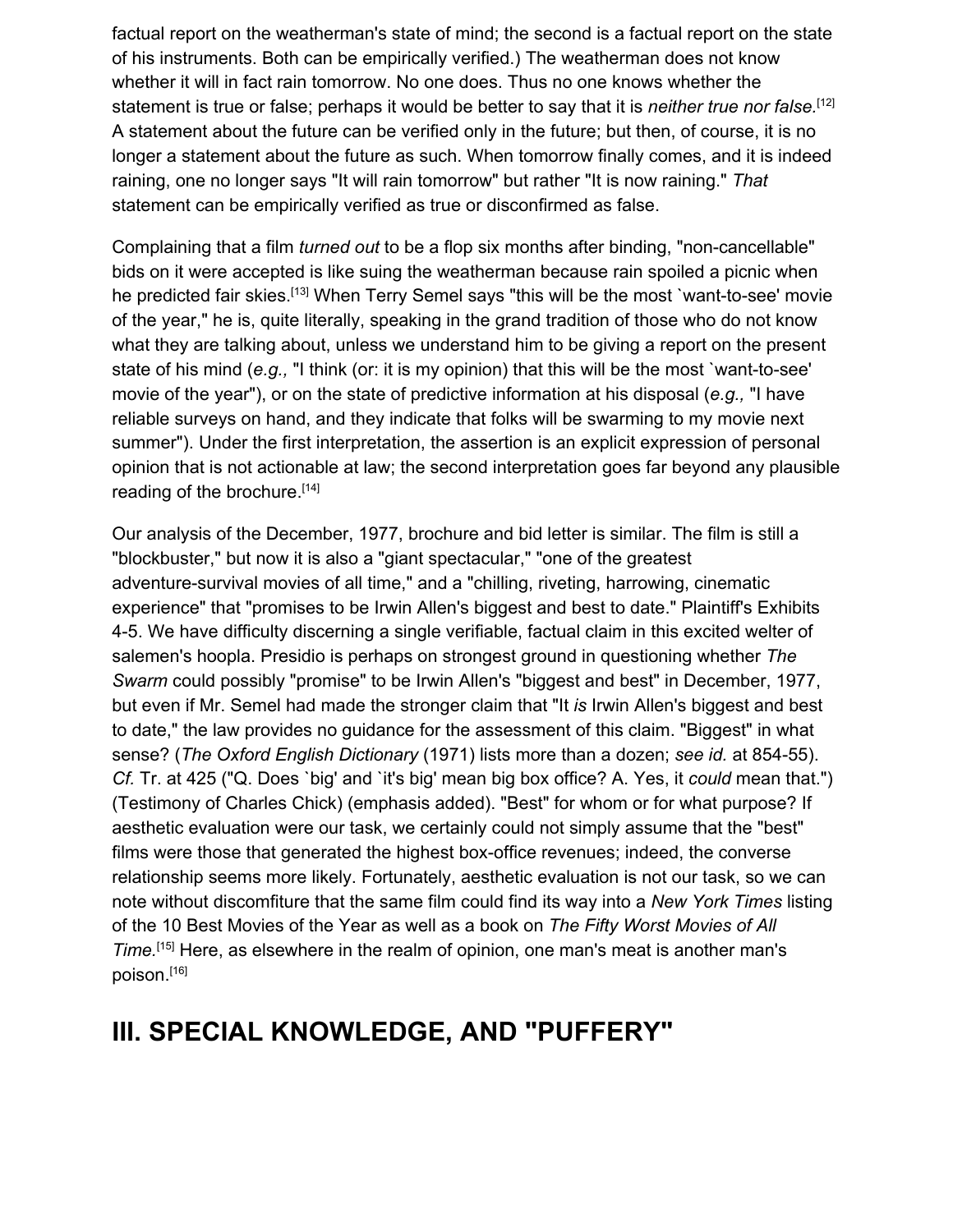factual report on the weatherman's state of mind; the second is a factual report on the state of his instruments. Both can be empirically verified.) The weatherman does not know whether it will in fact rain tomorrow. No one does. Thus no one knows whether the statement is true or false; perhaps it would be better to say that it is *neither true nor false.*[12] A statement about the future can be verified only in the future; but then, of course, it is no longer a statement about the future as such. When tomorrow finally comes, and it is indeed raining, one no longer says "It will rain tomorrow" but rather "It is now raining." *That* statement can be empirically verified as true or disconfirmed as false.

Complaining that a film *turned out* to be a flop six months after binding, "non-cancellable" bids on it were accepted is like suing the weatherman because rain spoiled a picnic when he predicted fair skies.[13] When Terry Semel says "this will be the most `want-to-see' movie of the year," he is, quite literally, speaking in the grand tradition of those who do not know what they are talking about, unless we understand him to be giving a report on the present state of his mind (*e.g.,* "I think (or: it is my opinion) that this will be the most `want-to-see' movie of the year"), or on the state of predictive information at his disposal (*e.g.,* "I have reliable surveys on hand, and they indicate that folks will be swarming to my movie next summer"). Under the first interpretation, the assertion is an explicit expression of personal opinion that is not actionable at law; the second interpretation goes far beyond any plausible reading of the brochure.[14]

Our analysis of the December, 1977, brochure and bid letter is similar. The film is still a "blockbuster," but now it is also a "giant spectacular," "one of the greatest adventure-survival movies of all time," and a "chilling, riveting, harrowing, cinematic experience" that "promises to be Irwin Allen's biggest and best to date." Plaintiff's Exhibits 4-5. We have difficulty discerning a single verifiable, factual claim in this excited welter of salemen's hoopla. Presidio is perhaps on strongest ground in questioning whether *The Swarm* could possibly "promise" to be Irwin Allen's "biggest and best" in December, 1977, but even if Mr. Semel had made the stronger claim that "It *is* Irwin Allen's biggest and best to date," the law provides no guidance for the assessment of this claim. "Biggest" in what sense? (*The Oxford English Dictionary* (1971) lists more than a dozen; *see id.* at 854-55). *Cf.* Tr. at 425 ("Q. Does `big' and `it's big' mean big box office? A. Yes, it *could* mean that.") (Testimony of Charles Chick) (emphasis added). "Best" for whom or for what purpose? If aesthetic evaluation were our task, we certainly could not simply assume that the "best" films were those that generated the highest box-office revenues; indeed, the converse relationship seems more likely. Fortunately, aesthetic evaluation is not our task, so we can note without discomfiture that the same film could find its way into a *New York Times* listing of the 10 Best Movies of the Year as well as a book on *The Fifty Worst Movies of All Time.*[15] Here, as elsewhere in the realm of opinion, one man's meat is another man's poison.[16]

## III. SPECIAL KNOWLEDGE, AND "PUFFERY"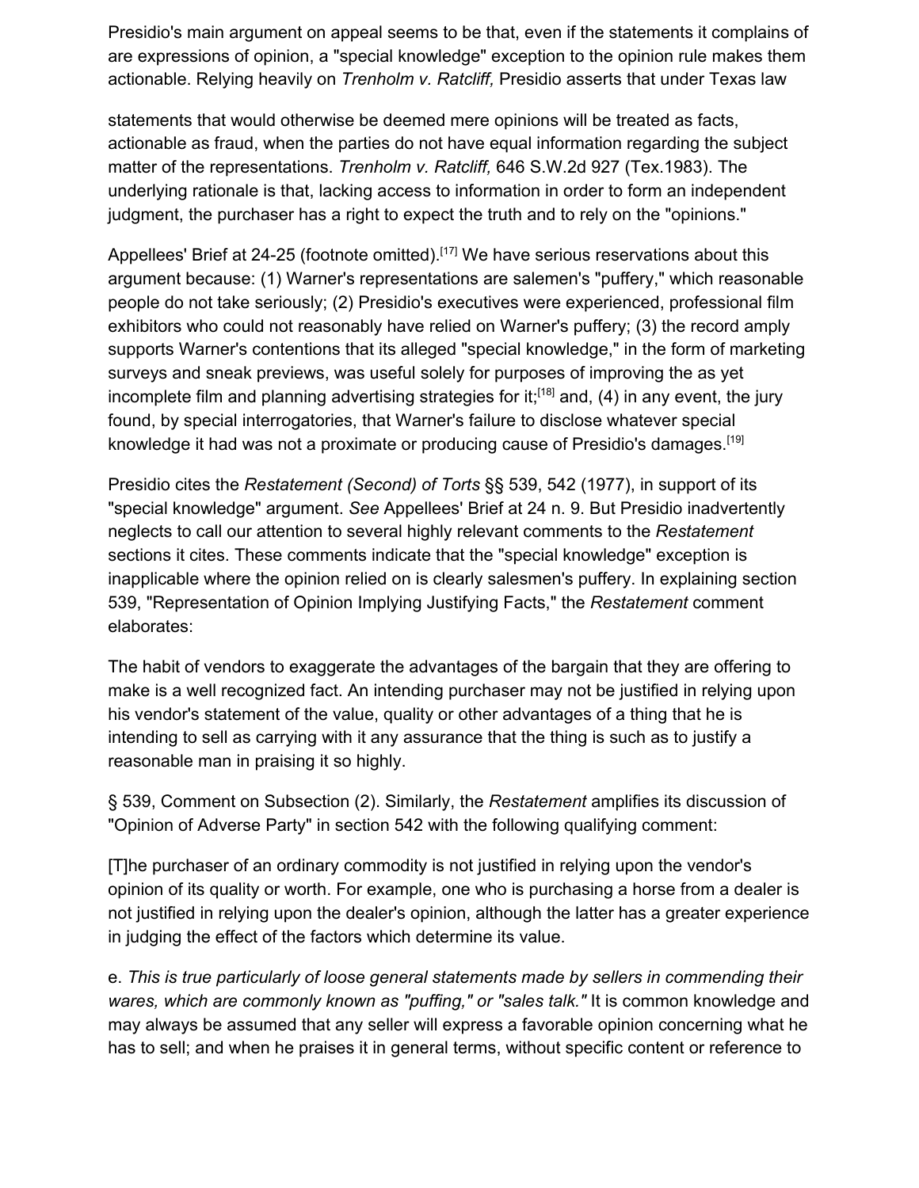Presidio's main argument on appeal seems to be that, even if the statements it complains of are expressions of opinion, a "special knowledge" exception to the opinion rule makes them actionable. Relying heavily on *Trenholm v. Ratcliff,* Presidio asserts that under Texas law

> statements that would otherwise be deemed mere opinions will be treated as facts, actionable as fraud, when the parties do not have equal information regarding the subject matter of the representations. *Trenholm v. Ratcliff,* 646 S.W.2d 927 (Tex.1983). The underlying rationale is that, lacking access to information in order to form an independent judgment, the purchaser has a right to expect the truth and to rely on the "opinions."

Appellees' Brief at 24-25 (footnote omitted).[17] We have serious reservations about this argument because: (1) Warner's representations are salemen's "puffery," which reasonable people do not take seriously; (2) Presidio's executives were experienced, professional film exhibitors who could not reasonably have relied on Warner's puffery; (3) the record amply supports Warner's contentions that its alleged "special knowledge," in the form of marketing surveys and sneak previews, was useful solely for purposes of improving the as yet incomplete film and planning advertising strategies for it;[18] and, (4) in any event, the jury found, by special interrogatories, that Warner's failure to disclose whatever special knowledge it had was not a proximate or producing cause of Presidio's damages.[19]

Presidio cites the *Restatement (Second) of Torts* §§ 539, 542 (1977), in support of its "special knowledge" argument. *See* Appellees' Brief at 24 n. 9. But Presidio inadvertently neglects to call our attention to several highly relevant comments to the *Restatement* sections it cites. These comments indicate that the "special knowledge" exception is inapplicable where the opinion relied on is clearly salesmen's puffery. In explaining section 539, "Representation of Opinion Implying Justifying Facts," the *Restatement* comment elaborates:

> The habit of vendors to exaggerate the advantages of the bargain that they are offering to make is a well recognized fact. An intending purchaser may not be justified in relying upon his vendor's statement of the value, quality or other advantages of a thing that he is intending to sell as carrying with it any assurance that the thing is such as to justify a reasonable man in praising it so highly.

§ 539, Comment on Subsection (2). Similarly, the *Restatement* amplifies its discussion of "Opinion of Adverse Party" in section 542 with the following qualifying comment:

> [T]he purchaser of an ordinary commodity is not justified in relying upon the vendor's opinion of its quality or worth. For example, one who is purchasing a horse from a dealer is not justified in relying upon the dealer's opinion, although the latter has a greater experience in judging the effect of the factors which determine its value.
>
> e. *This is true particularly of loose general statements made by sellers in commending their wares, which are commonly known as "puffing," or "sales talk."* It is common knowledge and may always be assumed that any seller will express a favorable opinion concerning what he has to sell; and when he praises it in general terms, without specific content or reference to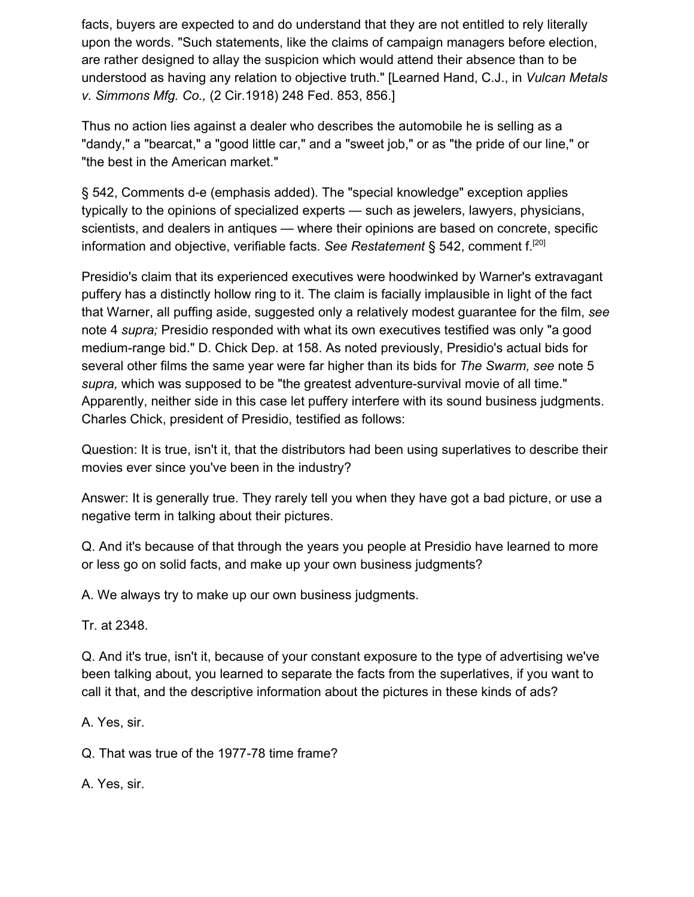facts, buyers are expected to and do understand that they are not entitled to rely literally upon the words. "Such statements, like the claims of campaign managers before election, are rather designed to allay the suspicion which would attend their absence than to be understood as having any relation to objective truth." [Learned Hand, C.J., in *Vulcan Metals v. Simmons Mfg. Co.,* (2 Cir.1918) 248 Fed. 853, 856.]

Thus no action lies against a dealer who describes the automobile he is selling as a "dandy," a "bearcat," a "good little car," and a "sweet job," or as "the pride of our line," or "the best in the American market."

§ 542, Comments d-e (emphasis added). The "special knowledge" exception applies typically to the opinions of specialized experts — such as jewelers, lawyers, physicians, scientists, and dealers in antiques — where their opinions are based on concrete, specific information and objective, verifiable facts. *See Restatement* § 542, comment f.[20]

Presidio's claim that its experienced executives were hoodwinked by Warner's extravagant puffery has a distinctly hollow ring to it. The claim is facially implausible in light of the fact that Warner, all puffing aside, suggested only a relatively modest guarantee for the film, *see* note 4 *supra;* Presidio responded with what its own executives testified was only "a good medium-range bid." D. Chick Dep. at 158. As noted previously, Presidio's actual bids for several other films the same year were far higher than its bids for *The Swarm, see* note 5 *supra,* which was supposed to be "the greatest adventure-survival movie of all time." Apparently, neither side in this case let puffery interfere with its sound business judgments. Charles Chick, president of Presidio, testified as follows:

Question: It is true, isn't it, that the distributors had been using superlatives to describe their movies ever since you've been in the industry?

Answer: It is generally true. They rarely tell you when they have got a bad picture, or use a negative term in talking about their pictures.

Q. And it's because of that through the years you people at Presidio have learned to more or less go on solid facts, and make up your own business judgments?

A. We always try to make up our own business judgments.

Tr. at 2348.

Q. And it's true, isn't it, because of your constant exposure to the type of advertising we've been talking about, you learned to separate the facts from the superlatives, if you want to call it that, and the descriptive information about the pictures in these kinds of ads?

A. Yes, sir.

Q. That was true of the 1977-78 time frame?

A. Yes, sir.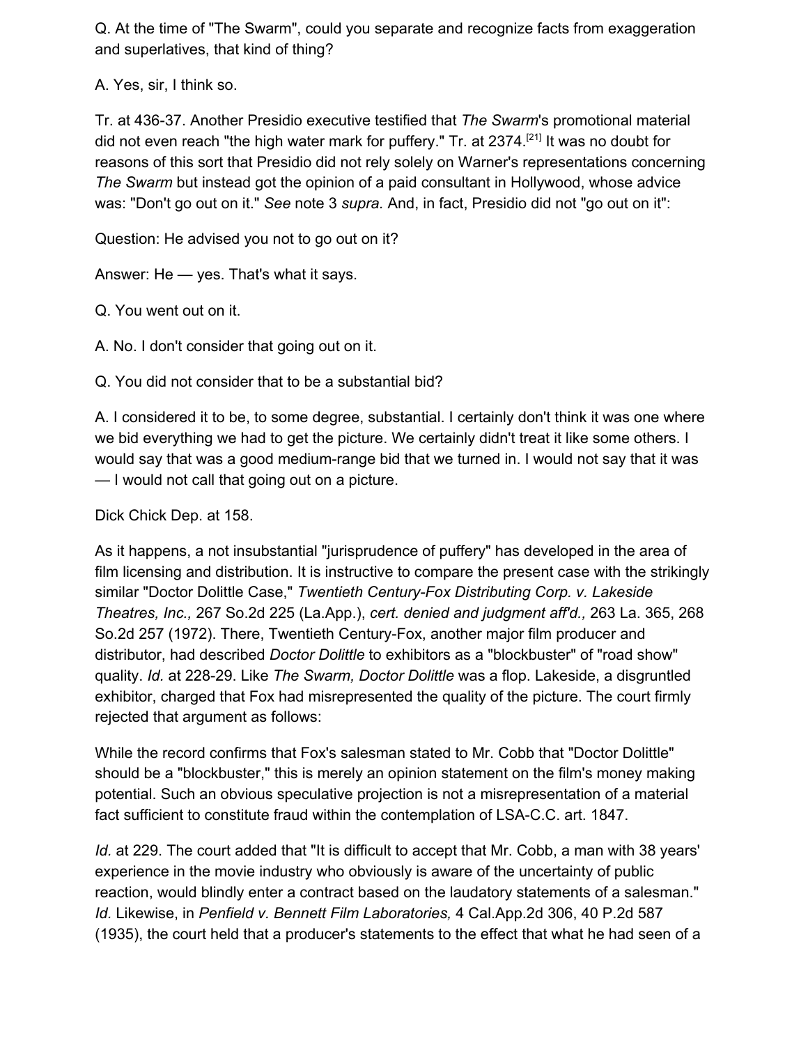Q. At the time of "The Swarm", could you separate and recognize facts from exaggeration and superlatives, that kind of thing?

A. Yes, sir, I think so.

Tr. at 436-37. Another Presidio executive testified that *The Swarm*'s promotional material did not even reach "the high water mark for puffery." Tr. at 2374.[21] It was no doubt for reasons of this sort that Presidio did not rely solely on Warner's representations concerning *The Swarm* but instead got the opinion of a paid consultant in Hollywood, whose advice was: "Don't go out on it." *See* note 3 *supra.* And, in fact, Presidio did not "go out on it":

Question: He advised you not to go out on it?

Answer: He — yes. That's what it says.

Q. You went out on it.

A. No. I don't consider that going out on it.

Q. You did not consider that to be a substantial bid?

A. I considered it to be, to some degree, substantial. I certainly don't think it was one where we bid everything we had to get the picture. We certainly didn't treat it like some others. I would say that was a good medium-range bid that we turned in. I would not say that it was — I would not call that going out on a picture.

Dick Chick Dep. at 158.

As it happens, a not insubstantial "jurisprudence of puffery" has developed in the area of film licensing and distribution. It is instructive to compare the present case with the strikingly similar "Doctor Dolittle Case," *Twentieth Century-Fox Distributing Corp. v. Lakeside Theatres, Inc.,* 267 So.2d 225 (La.App.), *cert. denied and judgment aff'd.,* 263 La. 365, 268 So.2d 257 (1972). There, Twentieth Century-Fox, another major film producer and distributor, had described *Doctor Dolittle* to exhibitors as a "blockbuster" of "road show" quality. *Id.* at 228-29. Like *The Swarm, Doctor Dolittle* was a flop. Lakeside, a disgruntled exhibitor, charged that Fox had misrepresented the quality of the picture. The court firmly rejected that argument as follows:

While the record confirms that Fox's salesman stated to Mr. Cobb that "Doctor Dolittle" should be a "blockbuster," this is merely an opinion statement on the film's money making potential. Such an obvious speculative projection is not a misrepresentation of a material fact sufficient to constitute fraud within the contemplation of LSA-C.C. art. 1847.

*Id.* at 229. The court added that "It is difficult to accept that Mr. Cobb, a man with 38 years' experience in the movie industry who obviously is aware of the uncertainty of public reaction, would blindly enter a contract based on the laudatory statements of a salesman." *Id.* Likewise, in *Penfield v. Bennett Film Laboratories,* 4 Cal.App.2d 306, 40 P.2d 587 (1935), the court held that a producer's statements to the effect that what he had seen of a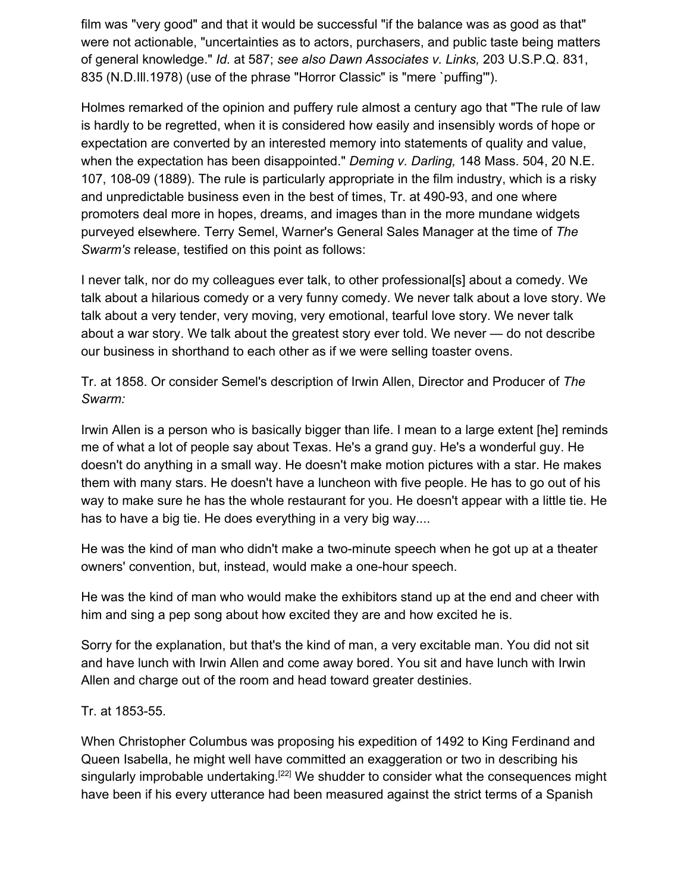film was "very good" and that it would be successful "if the balance was as good as that" were not actionable, "uncertainties as to actors, purchasers, and public taste being matters of general knowledge." *Id.* at 587; *see also Dawn Associates v. Links,* 203 U.S.P.Q. 831, 835 (N.D.Ill.1978) (use of the phrase "Horror Classic" is "mere `puffing'").

Holmes remarked of the opinion and puffery rule almost a century ago that "The rule of law is hardly to be regretted, when it is considered how easily and insensibly words of hope or expectation are converted by an interested memory into statements of quality and value, when the expectation has been disappointed." *Deming v. Darling,* 148 Mass. 504, 20 N.E. 107, 108-09 (1889). The rule is particularly appropriate in the film industry, which is a risky and unpredictable business even in the best of times, Tr. at 490-93, and one where promoters deal more in hopes, dreams, and images than in the more mundane widgets purveyed elsewhere. Terry Semel, Warner's General Sales Manager at the time of *The Swarm's* release, testified on this point as follows:

I never talk, nor do my colleagues ever talk, to other professional[s] about a comedy. We talk about a hilarious comedy or a very funny comedy. We never talk about a love story. We talk about a very tender, very moving, very emotional, tearful love story. We never talk about a war story. We talk about the greatest story ever told. We never — do not describe our business in shorthand to each other as if we were selling toaster ovens.

Tr. at 1858. Or consider Semel's description of Irwin Allen, Director and Producer of *The Swarm:*

Irwin Allen is a person who is basically bigger than life. I mean to a large extent [he] reminds me of what a lot of people say about Texas. He's a grand guy. He's a wonderful guy. He doesn't do anything in a small way. He doesn't make motion pictures with a star. He makes them with many stars. He doesn't have a luncheon with five people. He has to go out of his way to make sure he has the whole restaurant for you. He doesn't appear with a little tie. He has to have a big tie. He does everything in a very big way....

He was the kind of man who didn't make a two-minute speech when he got up at a theater owners' convention, but, instead, would make a one-hour speech.

He was the kind of man who would make the exhibitors stand up at the end and cheer with him and sing a pep song about how excited they are and how excited he is.

Sorry for the explanation, but that's the kind of man, a very excitable man. You did not sit and have lunch with Irwin Allen and come away bored. You sit and have lunch with Irwin Allen and charge out of the room and head toward greater destinies.

Tr. at 1853-55.

When Christopher Columbus was proposing his expedition of 1492 to King Ferdinand and Queen Isabella, he might well have committed an exaggeration or two in describing his singularly improbable undertaking.[22] We shudder to consider what the consequences might have been if his every utterance had been measured against the strict terms of a Spanish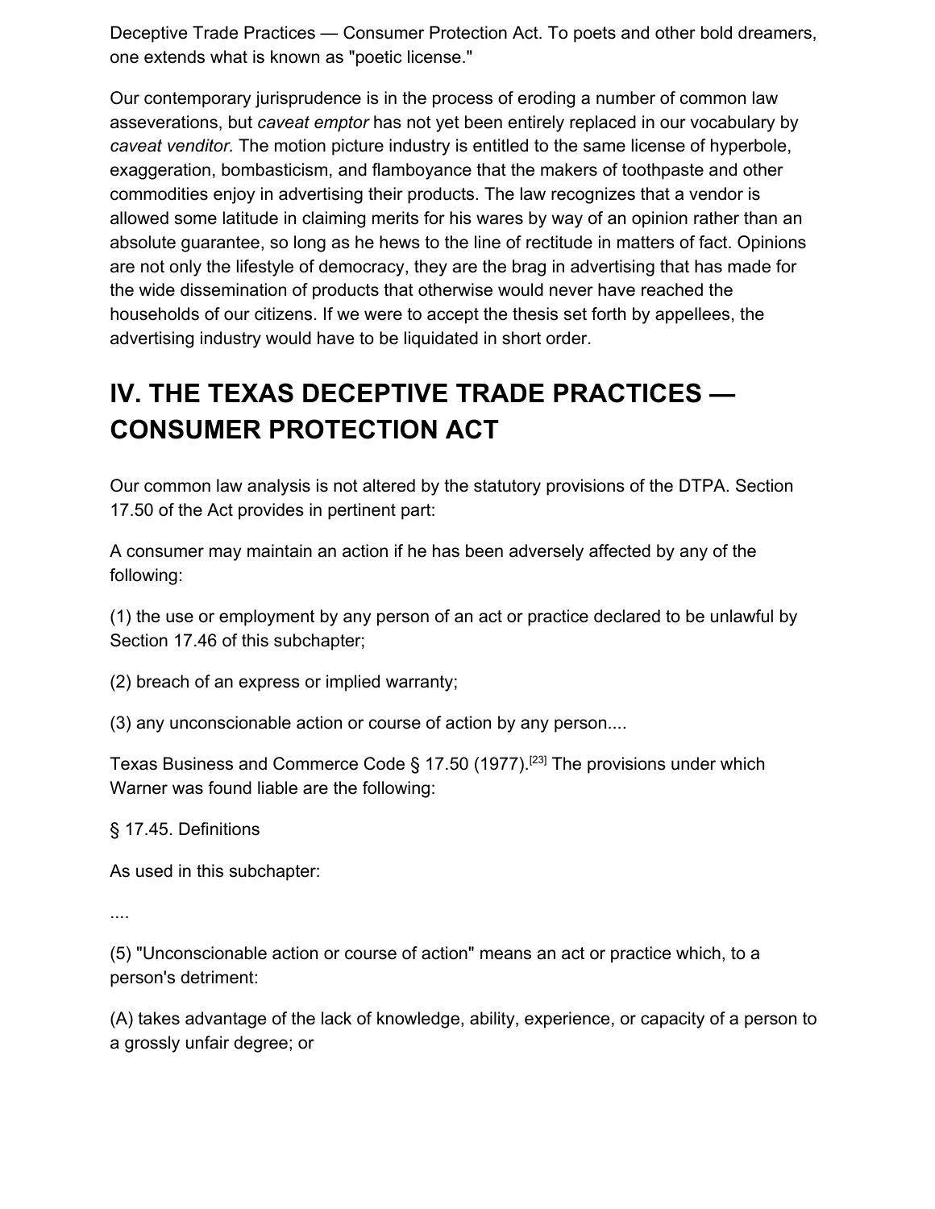Deceptive Trade Practices — Consumer Protection Act. To poets and other bold dreamers, one extends what is known as "poetic license."

Our contemporary jurisprudence is in the process of eroding a number of common law asseverations, but *caveat emptor* has not yet been entirely replaced in our vocabulary by *caveat venditor.* The motion picture industry is entitled to the same license of hyperbole, exaggeration, bombasticism, and flamboyance that the makers of toothpaste and other commodities enjoy in advertising their products. The law recognizes that a vendor is allowed some latitude in claiming merits for his wares by way of an opinion rather than an absolute guarantee, so long as he hews to the line of rectitude in matters of fact. Opinions are not only the lifestyle of democracy, they are the brag in advertising that has made for the wide dissemination of products that otherwise would never have reached the households of our citizens. If we were to accept the thesis set forth by appellees, the advertising industry would have to be liquidated in short order.

## IV. THE TEXAS DECEPTIVE TRADE PRACTICES — CONSUMER PROTECTION ACT

Our common law analysis is not altered by the statutory provisions of the DTPA. Section 17.50 of the Act provides in pertinent part:

A consumer may maintain an action if he has been adversely affected by any of the following:

(1) the use or employment by any person of an act or practice declared to be unlawful by Section 17.46 of this subchapter;

(2) breach of an express or implied warranty;

(3) any unconscionable action or course of action by any person....

Texas Business and Commerce Code § 17.50 (1977).[23] The provisions under which Warner was found liable are the following:

§ 17.45. Definitions

As used in this subchapter:

....

(5) "Unconscionable action or course of action" means an act or practice which, to a person's detriment:

(A) takes advantage of the lack of knowledge, ability, experience, or capacity of a person to a grossly unfair degree; or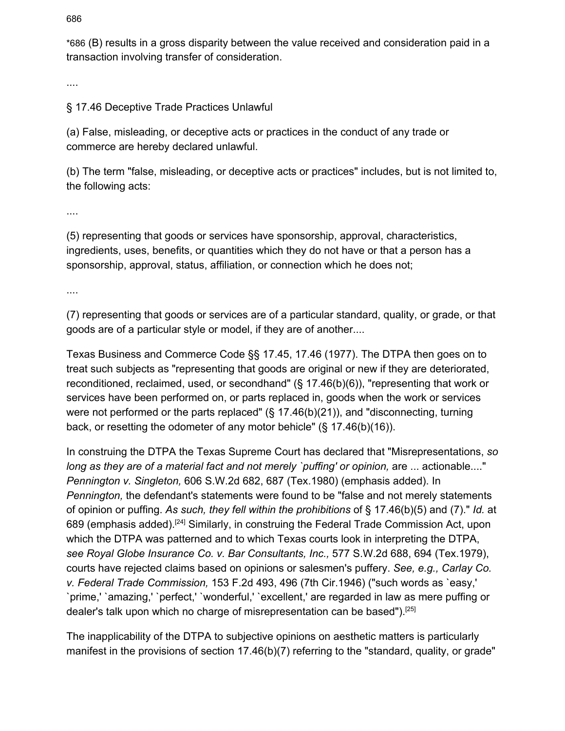*686 (B) results in a gross disparity between the value received and consideration paid in a transaction involving transfer of consideration.

....

§ 17.46 Deceptive Trade Practices Unlawful

(a) False, misleading, or deceptive acts or practices in the conduct of any trade or commerce are hereby declared unlawful.

(b) The term "false, misleading, or deceptive acts or practices" includes, but is not limited to, the following acts:

....

(5) representing that goods or services have sponsorship, approval, characteristics, ingredients, uses, benefits, or quantities which they do not have or that a person has a sponsorship, approval, status, affiliation, or connection which he does not;

....

(7) representing that goods or services are of a particular standard, quality, or grade, or that goods are of a particular style or model, if they are of another....

Texas Business and Commerce Code §§ 17.45, 17.46 (1977). The DTPA then goes on to treat such subjects as "representing that goods are original or new if they are deteriorated, reconditioned, reclaimed, used, or secondhand" (§ 17.46(b)(6)), "representing that work or services have been performed on, or parts replaced in, goods when the work or services were not performed or the parts replaced" (§ 17.46(b)(21)), and "disconnecting, turning back, or resetting the odometer of any motor behicle" (§ 17.46(b)(16)).

In construing the DTPA the Texas Supreme Court has declared that "Misrepresentations, *so long as they are of a material fact and not merely `puffing' or opinion,* are ... actionable...." *Pennington v. Singleton,* 606 S.W.2d 682, 687 (Tex.1980) (emphasis added). In *Pennington,* the defendant's statements were found to be "false and not merely statements of opinion or puffing. *As such, they fell within the prohibitions* of § 17.46(b)(5) and (7)." *Id.* at 689 (emphasis added).[24] Similarly, in construing the Federal Trade Commission Act, upon which the DTPA was patterned and to which Texas courts look in interpreting the DTPA, *see Royal Globe Insurance Co. v. Bar Consultants, Inc.,* 577 S.W.2d 688, 694 (Tex.1979), courts have rejected claims based on opinions or salesmen's puffery. *See, e.g., Carlay Co. v. Federal Trade Commission,* 153 F.2d 493, 496 (7th Cir.1946) ("such words as `easy,' `prime,' `amazing,' `perfect,' `wonderful,' `excellent,' are regarded in law as mere puffing or dealer's talk upon which no charge of misrepresentation can be based").[25]

The inapplicability of the DTPA to subjective opinions on aesthetic matters is particularly manifest in the provisions of section 17.46(b)(7) referring to the "standard, quality, or grade"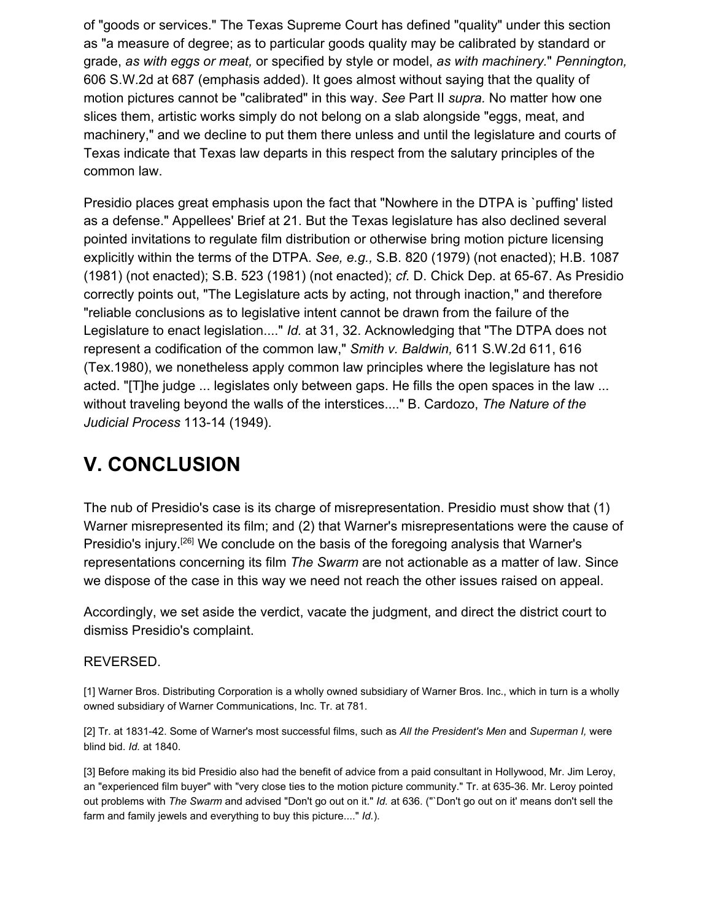of "goods or services." The Texas Supreme Court has defined "quality" under this section as "a measure of degree; as to particular goods quality may be calibrated by standard or grade, *as with eggs or meat,* or specified by style or model, *as with machinery.*" *Pennington,* 606 S.W.2d at 687 (emphasis added). It goes almost without saying that the quality of motion pictures cannot be "calibrated" in this way. *See* Part II *supra.* No matter how one slices them, artistic works simply do not belong on a slab alongside "eggs, meat, and machinery," and we decline to put them there unless and until the legislature and courts of Texas indicate that Texas law departs in this respect from the salutary principles of the common law.

Presidio places great emphasis upon the fact that "Nowhere in the DTPA is `puffing' listed as a defense." Appellees' Brief at 21. But the Texas legislature has also declined several pointed invitations to regulate film distribution or otherwise bring motion picture licensing explicitly within the terms of the DTPA. *See, e.g.,* S.B. 820 (1979) (not enacted); H.B. 1087 (1981) (not enacted); S.B. 523 (1981) (not enacted); *cf.* D. Chick Dep. at 65-67. As Presidio correctly points out, "The Legislature acts by acting, not through inaction," and therefore "reliable conclusions as to legislative intent cannot be drawn from the failure of the Legislature to enact legislation...." *Id.* at 31, 32. Acknowledging that "The DTPA does not represent a codification of the common law," *Smith v. Baldwin,* 611 S.W.2d 611, 616 (Tex.1980), we nonetheless apply common law principles where the legislature has not acted. "[T]he judge ... legislates only between gaps. He fills the open spaces in the law ... without traveling beyond the walls of the interstices...." B. Cardozo, *The Nature of the Judicial Process* 113-14 (1949).

## V. CONCLUSION

The nub of Presidio's case is its charge of misrepresentation. Presidio must show that (1) Warner misrepresented its film; and (2) that Warner's misrepresentations were the cause of Presidio's injury.[26] We conclude on the basis of the foregoing analysis that Warner's representations concerning its film *The Swarm* are not actionable as a matter of law. Since we dispose of the case in this way we need not reach the other issues raised on appeal.

Accordingly, we set aside the verdict, vacate the judgment, and direct the district court to dismiss Presidio's complaint.

REVERSED.

[1] Warner Bros. Distributing Corporation is a wholly owned subsidiary of Warner Bros. Inc., which in turn is a wholly owned subsidiary of Warner Communications, Inc. Tr. at 781.

[2] Tr. at 1831-42. Some of Warner's most successful films, such as *All the President's Men* and *Superman I,* were blind bid. *Id.* at 1840.

[3] Before making its bid Presidio also had the benefit of advice from a paid consultant in Hollywood, Mr. Jim Leroy, an "experienced film buyer" with "very close ties to the motion picture community." Tr. at 635-36. Mr. Leroy pointed out problems with *The Swarm* and advised "Don't go out on it." *Id.* at 636. ("`Don't go out on it' means don't sell the farm and family jewels and everything to buy this picture...." *Id.*).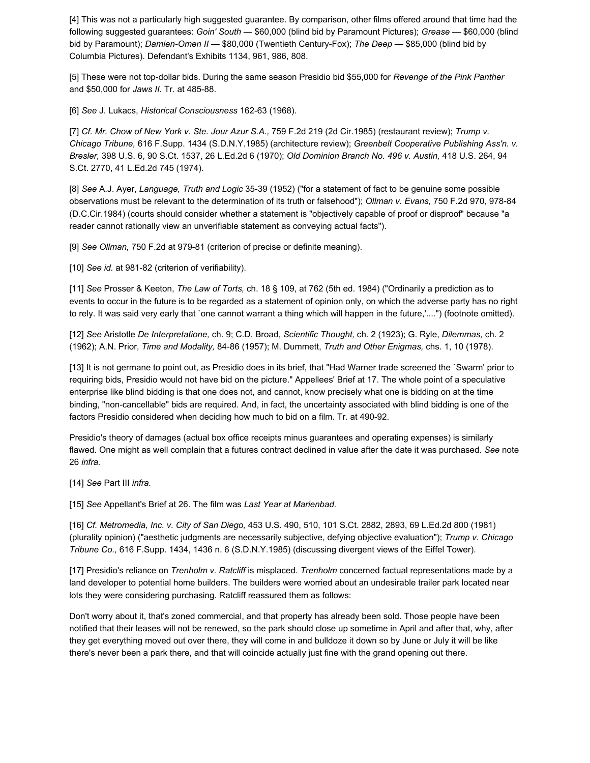[4] This was not a particularly high suggested guarantee. By comparison, other films offered around that time had the following suggested guarantees: *Goin' South* — $60,000 (blind bid by Paramount Pictures); *Grease* — $60,000 (blind bid by Paramount); *Damien-Omen II* — $80,000 (Twentieth Century-Fox); *The Deep* — $85,000 (blind bid by Columbia Pictures). Defendant's Exhibits 1134, 961, 986, 808.

[5] These were not top-dollar bids. During the same season Presidio bid $55,000 for *Revenge of the Pink Panther* and $50,000 for *Jaws II.* Tr. at 485-88.

[6] *See* J. Lukacs, *Historical Consciousness* 162-63 (1968).

[7] *Cf. Mr. Chow of New York v. Ste. Jour Azur S.A.,* 759 F.2d 219 (2d Cir.1985) (restaurant review); *Trump v. Chicago Tribune,* 616 F.Supp. 1434 (S.D.N.Y.1985) (architecture review); *Greenbelt Cooperative Publishing Ass'n. v. Bresler,* 398 U.S. 6, 90 S.Ct. 1537, 26 L.Ed.2d 6 (1970); *Old Dominion Branch No. 496 v. Austin,* 418 U.S. 264, 94 S.Ct. 2770, 41 L.Ed.2d 745 (1974).

[8] *See* A.J. Ayer, *Language, Truth and Logic* 35-39 (1952) ("for a statement of fact to be genuine some possible observations must be relevant to the determination of its truth or falsehood"); *Ollman v. Evans,* 750 F.2d 970, 978-84 (D.C.Cir.1984) (courts should consider whether a statement is "objectively capable of proof or disproof" because "a reader cannot rationally view an unverifiable statement as conveying actual facts").

[9] *See Ollman,* 750 F.2d at 979-81 (criterion of precise or definite meaning).

[10] *See id.* at 981-82 (criterion of verifiability).

[11] *See* Prosser & Keeton, *The Law of Torts,* ch. 18 § 109, at 762 (5th ed. 1984) ("Ordinarily a prediction as to events to occur in the future is to be regarded as a statement of opinion only, on which the adverse party has no right to rely. It was said very early that `one cannot warrant a thing which will happen in the future,'....") (footnote omitted).

[12] *See* Aristotle *De Interpretatione,* ch. 9; C.D. Broad, *Scientific Thought,* ch. 2 (1923); G. Ryle, *Dilemmas,* ch. 2 (1962); A.N. Prior, *Time and Modality,* 84-86 (1957); M. Dummett, *Truth and Other Enigmas,* chs. 1, 10 (1978).

[13] It is not germane to point out, as Presidio does in its brief, that "Had Warner trade screened the `Swarm' prior to requiring bids, Presidio would not have bid on the picture." Appellees' Brief at 17. The whole point of a speculative enterprise like blind bidding is that one does not, and cannot, know precisely what one is bidding on at the time binding, "non-cancellable" bids are required. And, in fact, the uncertainty associated with blind bidding is one of the factors Presidio considered when deciding how much to bid on a film. Tr. at 490-92.

Presidio's theory of damages (actual box office receipts minus guarantees and operating expenses) is similarly flawed. One might as well complain that a futures contract declined in value after the date it was purchased. *See* note 26 *infra.*

[14] *See* Part III *infra.*

[15] *See* Appellant's Brief at 26. The film was *Last Year at Marienbad.*

[16] *Cf. Metromedia, Inc. v. City of San Diego,* 453 U.S. 490, 510, 101 S.Ct. 2882, 2893, 69 L.Ed.2d 800 (1981) (plurality opinion) ("aesthetic judgments are necessarily subjective, defying objective evaluation"); *Trump v. Chicago Tribune Co.,* 616 F.Supp. 1434, 1436 n. 6 (S.D.N.Y.1985) (discussing divergent views of the Eiffel Tower).

[17] Presidio's reliance on *Trenholm v. Ratcliff* is misplaced. *Trenholm* concerned factual representations made by a land developer to potential home builders. The builders were worried about an undesirable trailer park located near lots they were considering purchasing. Ratcliff reassured them as follows:

Don't worry about it, that's zoned commercial, and that property has already been sold. Those people have been notified that their leases will not be renewed, so the park should close up sometime in April and after that, why, after they get everything moved out over there, they will come in and bulldoze it down so by June or July it will be like there's never been a park there, and that will coincide actually just fine with the grand opening out there.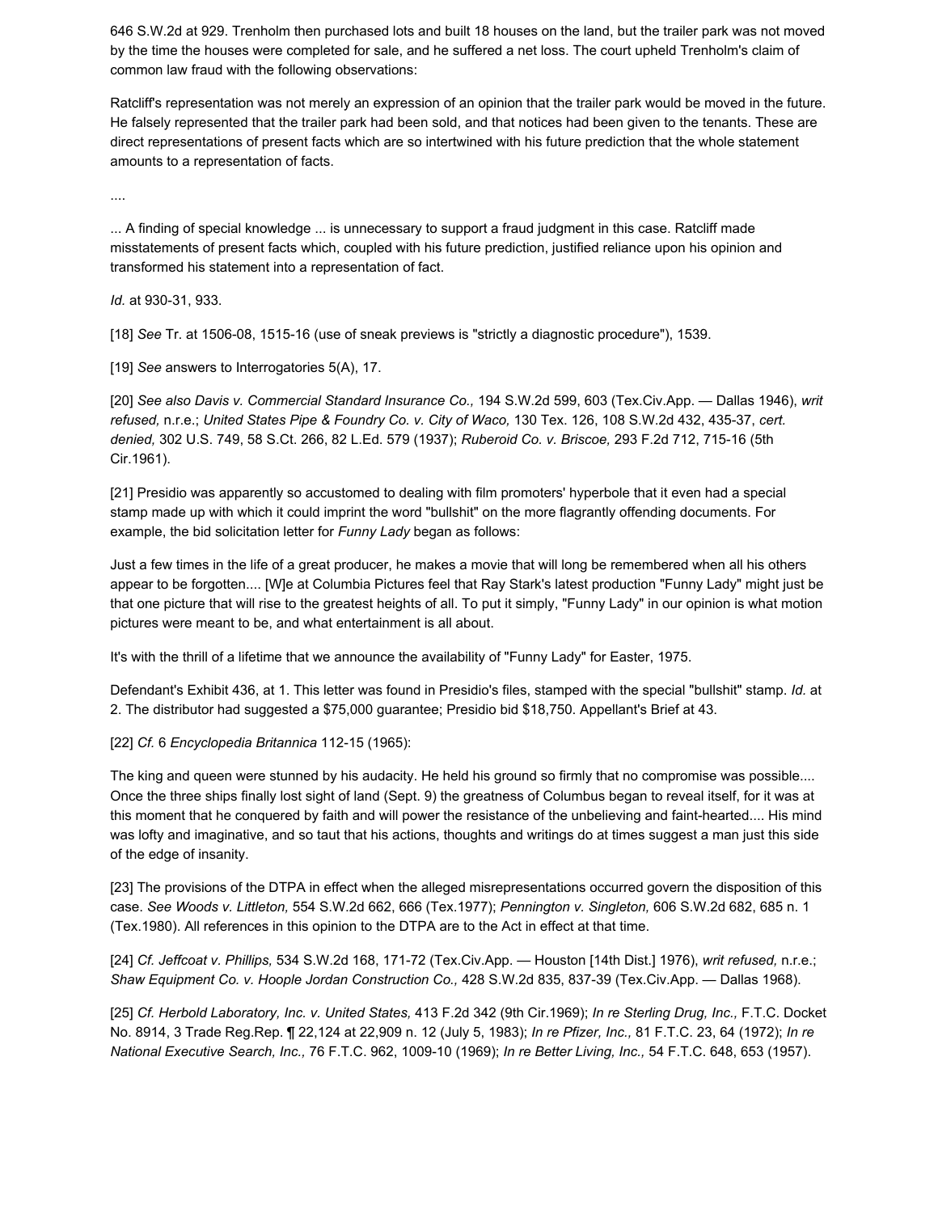646 S.W.2d at 929. Trenholm then purchased lots and built 18 houses on the land, but the trailer park was not moved by the time the houses were completed for sale, and he suffered a net loss. The court upheld Trenholm's claim of common law fraud with the following observations:

Ratcliff's representation was not merely an expression of an opinion that the trailer park would be moved in the future. He falsely represented that the trailer park had been sold, and that notices had been given to the tenants. These are direct representations of present facts which are so intertwined with his future prediction that the whole statement amounts to a representation of facts.

....

... A finding of special knowledge ... is unnecessary to support a fraud judgment in this case. Ratcliff made misstatements of present facts which, coupled with his future prediction, justified reliance upon his opinion and transformed his statement into a representation of fact.

*Id.* at 930-31, 933.

[18] *See* Tr. at 1506-08, 1515-16 (use of sneak previews is "strictly a diagnostic procedure"), 1539.

[19] *See* answers to Interrogatories 5(A), 17.

[20] *See also Davis v. Commercial Standard Insurance Co.,* 194 S.W.2d 599, 603 (Tex.Civ.App. — Dallas 1946), *writ refused,* n.r.e.; *United States Pipe & Foundry Co. v. City of Waco,* 130 Tex. 126, 108 S.W.2d 432, 435-37, *cert. denied,* 302 U.S. 749, 58 S.Ct. 266, 82 L.Ed. 579 (1937); *Ruberoid Co. v. Briscoe,* 293 F.2d 712, 715-16 (5th Cir.1961).

[21] Presidio was apparently so accustomed to dealing with film promoters' hyperbole that it even had a special stamp made up with which it could imprint the word "bullshit" on the more flagrantly offending documents. For example, the bid solicitation letter for *Funny Lady* began as follows:

Just a few times in the life of a great producer, he makes a movie that will long be remembered when all his others appear to be forgotten.... [W]e at Columbia Pictures feel that Ray Stark's latest production "Funny Lady" might just be that one picture that will rise to the greatest heights of all. To put it simply, "Funny Lady" in our opinion is what motion pictures were meant to be, and what entertainment is all about.

It's with the thrill of a lifetime that we announce the availability of "Funny Lady" for Easter, 1975.

Defendant's Exhibit 436, at 1. This letter was found in Presidio's files, stamped with the special "bullshit" stamp. *Id.* at 2. The distributor had suggested a $75,000 guarantee; Presidio bid $18,750. Appellant's Brief at 43.

[22] *Cf.* 6 *Encyclopedia Britannica* 112-15 (1965):

The king and queen were stunned by his audacity. He held his ground so firmly that no compromise was possible.... Once the three ships finally lost sight of land (Sept. 9) the greatness of Columbus began to reveal itself, for it was at this moment that he conquered by faith and will power the resistance of the unbelieving and faint-hearted.... His mind was lofty and imaginative, and so taut that his actions, thoughts and writings do at times suggest a man just this side of the edge of insanity.

[23] The provisions of the DTPA in effect when the alleged misrepresentations occurred govern the disposition of this case. *See Woods v. Littleton,* 554 S.W.2d 662, 666 (Tex.1977); *Pennington v. Singleton,* 606 S.W.2d 682, 685 n. 1 (Tex.1980). All references in this opinion to the DTPA are to the Act in effect at that time.

[24] *Cf. Jeffcoat v. Phillips,* 534 S.W.2d 168, 171-72 (Tex.Civ.App. — Houston [14th Dist.] 1976), *writ refused,* n.r.e.; *Shaw Equipment Co. v. Hoople Jordan Construction Co.,* 428 S.W.2d 835, 837-39 (Tex.Civ.App. — Dallas 1968).

[25] *Cf. Herbold Laboratory, Inc. v. United States,* 413 F.2d 342 (9th Cir.1969); *In re Sterling Drug, Inc.,* F.T.C. Docket No. 8914, 3 Trade Reg.Rep. ¶ 22,124 at 22,909 n. 12 (July 5, 1983); *In re Pfizer, Inc.,* 81 F.T.C. 23, 64 (1972); *In re National Executive Search, Inc.,* 76 F.T.C. 962, 1009-10 (1969); *In re Better Living, Inc.,* 54 F.T.C. 648, 653 (1957).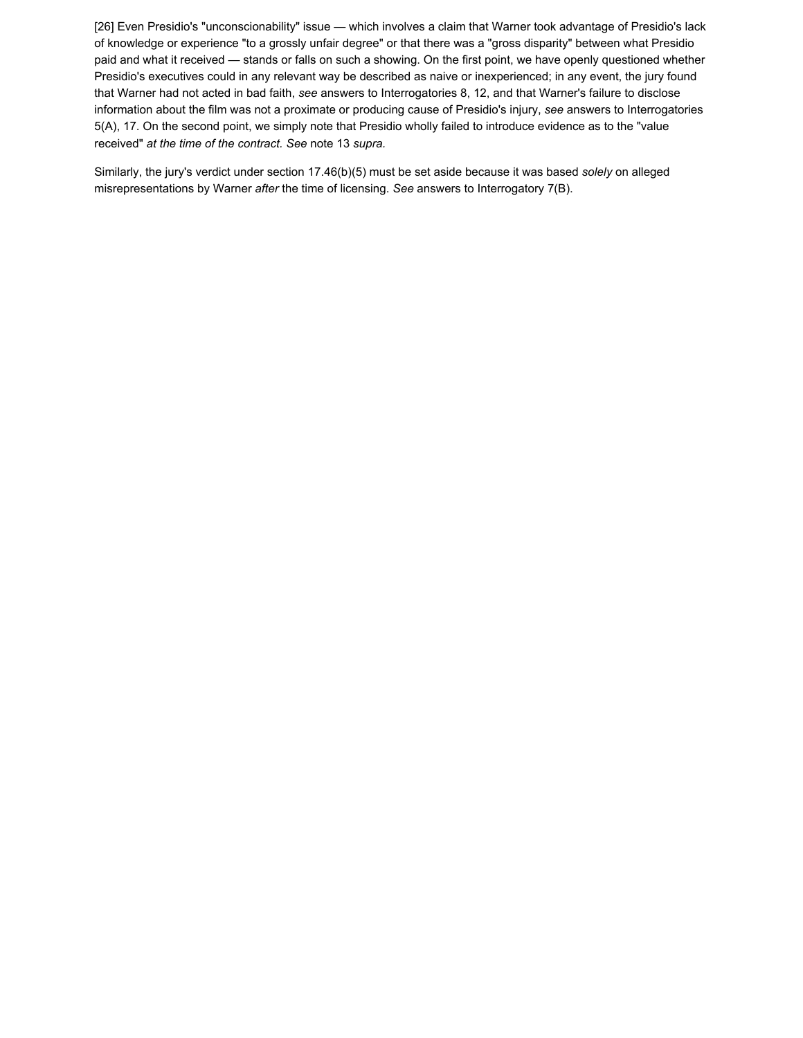[26] Even Presidio's "unconscionability" issue — which involves a claim that Warner took advantage of Presidio's lack of knowledge or experience "to a grossly unfair degree" or that there was a "gross disparity" between what Presidio paid and what it received — stands or falls on such a showing. On the first point, we have openly questioned whether Presidio's executives could in any relevant way be described as naive or inexperienced; in any event, the jury found that Warner had not acted in bad faith, *see* answers to Interrogatories 8, 12, and that Warner's failure to disclose information about the film was not a proximate or producing cause of Presidio's injury, *see* answers to Interrogatories 5(A), 17. On the second point, we simply note that Presidio wholly failed to introduce evidence as to the "value received" *at the time of the contract. See* note 13 *supra.*

Similarly, the jury's verdict under section 17.46(b)(5) must be set aside because it was based *solely* on alleged misrepresentations by Warner *after* the time of licensing. *See* answers to Interrogatory 7(B).